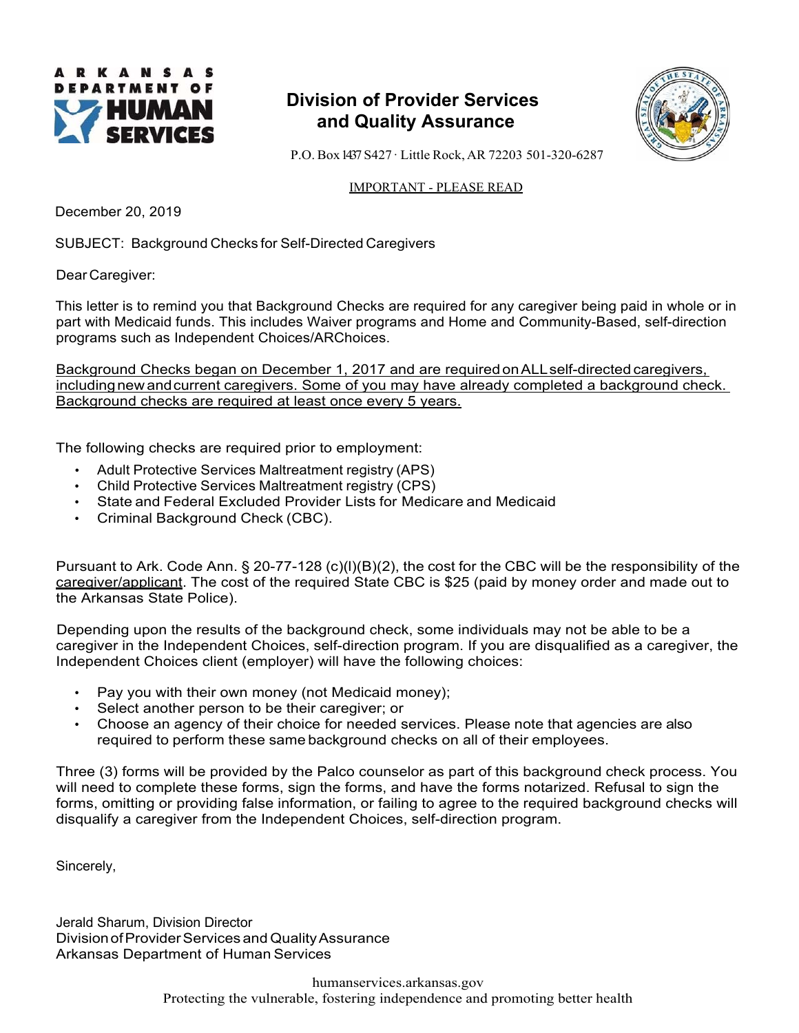**ARKANSAS DEPARTMENT OF HUMAN SERVICES**

# Division of Provider Services and Quality Assurance

P.O. Box 1437 S427 · Little Rock, AR 72203 501-320-6287

IMPORTANT - PLEASE READ

December 20, 2019

SUBJECT: Background Checks for Self-Directed Caregivers

Dear Caregiver:

This letter is to remind you that Background Checks are required for any caregiver being paid in whole or in part with Medicaid funds. This includes Waiver programs and Home and Community-Based, self-direction programs such as Independent Choices/ARChoices.

Background Checks began on December 1, 2017 and are required on ALL self-directed caregivers, including new and current caregivers. Some of you may have already completed a background check. Background checks are required at least once every 5 years.

The following checks are required prior to employment:

- Adult Protective Services Maltreatment registry (APS)
- Child Protective Services Maltreatment registry (CPS)
- State and Federal Excluded Provider Lists for Medicare and Medicaid
- Criminal Background Check (CBC).

Pursuant to Ark. Code Ann. § 20-77-128 (c)(l)(B)(2), the cost for the CBC will be the responsibility of the caregiver/applicant. The cost of the required State CBC is $25 (paid by money order and made out to the Arkansas State Police).

Depending upon the results of the background check, some individuals may not be able to be a caregiver in the Independent Choices, self-direction program. If you are disqualified as a caregiver, the Independent Choices client (employer) will have the following choices:

- Pay you with their own money (not Medicaid money);
- Select another person to be their caregiver; or
- Choose an agency of their choice for needed services. Please note that agencies are also required to perform these same background checks on all of their employees.

Three (3) forms will be provided by the Palco counselor as part of this background check process. You will need to complete these forms, sign the forms, and have the forms notarized. Refusal to sign the forms, omitting or providing false information, or failing to agree to the required background checks will disqualify a caregiver from the Independent Choices, self-direction program.

Sincerely,

Jerald Sharum, Division Director
Division of Provider Services and Quality Assurance
Arkansas Department of Human Services

humanservices.arkansas.gov
Protecting the vulnerable, fostering independence and promoting better health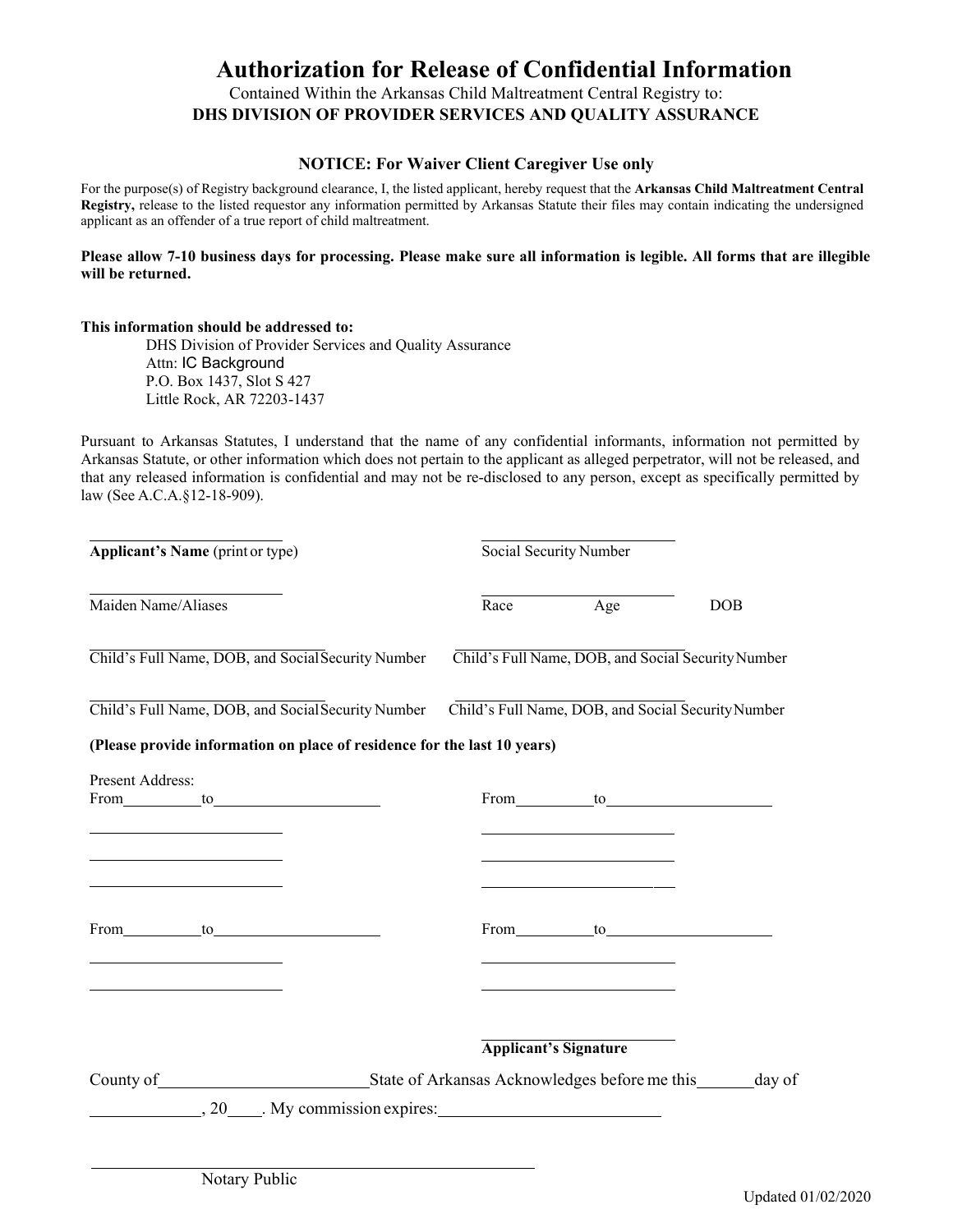# Authorization for Release of Confidential Information

Contained Within the Arkansas Child Maltreatment Central Registry to:

**DHS DIVISION OF PROVIDER SERVICES AND QUALITY ASSURANCE**

**NOTICE: For Waiver Client Caregiver Use only**

For the purpose(s) of Registry background clearance, I, the listed applicant, hereby request that the **Arkansas Child Maltreatment Central Registry,** release to the listed requestor any information permitted by Arkansas Statute their files may contain indicating the undersigned applicant as an offender of a true report of child maltreatment.

**Please allow 7-10 business days for processing. Please make sure all information is legible. All forms that are illegible will be returned.**

**This information should be addressed to:**

DHS Division of Provider Services and Quality Assurance
Attn: IC Background
P.O. Box 1437, Slot S 427
Little Rock, AR 72203-1437

Pursuant to Arkansas Statutes, I understand that the name of any confidential informants, information not permitted by Arkansas Statute, or other information which does not pertain to the applicant as alleged perpetrator, will not be released, and that any released information is confidential and may not be re-disclosed to any person, except as specifically permitted by law (See A.C.A.§12-18-909).

______________________
**Applicant's Name** (print or type)

______________________
Social Security Number

______________________
Maiden Name/Aliases

______________________
Race Age DOB

______________________
Child's Full Name, DOB, and Social Security Number

______________________
Child's Full Name, DOB, and Social Security Number

______________________
Child's Full Name, DOB, and Social Security Number

______________________
Child's Full Name, DOB, and Social Security Number

**(Please provide information on place of residence for the last 10 years)**

Present Address:
From__________to____________________

______________________
______________________
______________________

From__________to____________________

______________________
______________________
______________________

From__________to____________________

______________________
______________________

From__________to____________________

______________________
______________________

______________________
**Applicant's Signature**

County of________________________State of Arkansas Acknowledges before me this______day of ____________, 20____. My commission expires:________________________

______________________________
Notary Public

Updated 01/02/2020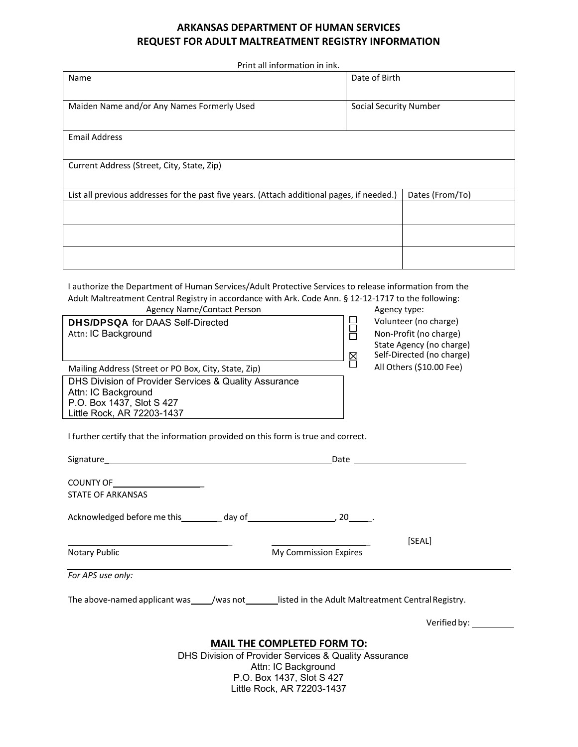# ARKANSAS DEPARTMENT OF HUMAN SERVICES
## REQUEST FOR ADULT MALTREATMENT REGISTRY INFORMATION

Print all information in ink.

| Name | Date of Birth |
|---|---|
| | |
| **Maiden Name and/or Any Names Formerly Used** | **Social Security Number** |
| | |
| **Email Address** | |
| | |
| **Current Address (Street, City, State, Zip)** | |
| | |

| List all previous addresses for the past five years. (Attach additional pages, if needed.) | Dates (From/To) |
|---|---|
| | |
| | |
| | |

I authorize the Department of Human Services/Adult Protective Services to release information from the Adult Maltreatment Central Registry in accordance with Ark. Code Ann. § 12-12-1717 to the following:

Agency Name/Contact Person

**DHS/DPSQA** for DAAS Self-Directed
Attn: IC Background

Mailing Address (Street or PO Box, City, State, Zip)

DHS Division of Provider Services & Quality Assurance
Attn: IC Background
P.O. Box 1437, Slot S 427
Little Rock, AR 72203-1437

Agency type:

- ☐ Volunteer (no charge)
- ☐ Non-Profit (no charge)
- ☐ State Agency (no charge)
- ☒ Self-Directed (no charge)
- ☐ All Others ($10.00 Fee)

I further certify that the information provided on this form is true and correct.

Signature\_\_\_\_\_\_\_\_\_\_\_\_\_\_\_\_\_\_\_\_\_\_\_\_\_\_\_\_\_\_\_\_\_\_\_\_ Date \_\_\_\_\_\_\_\_\_\_\_\_\_\_\_\_\_\_\_\_

COUNTY OF\_\_\_\_\_\_\_\_\_\_\_\_\_\_\_\_\_\_
STATE OF ARKANSAS

Acknowledged before me this\_\_\_\_\_\_\_\_ day of\_\_\_\_\_\_\_\_\_\_\_\_\_\_\_\_\_\_, 20\_\_\_\_\_.

\_\_\_\_\_\_\_\_\_\_\_\_\_\_\_\_\_\_\_\_\_\_\_\_\_\_\_\_\_\_ \_\_\_\_\_\_\_\_\_\_\_\_\_\_\_\_\_\_\_\_ [SEAL]
Notary Public My Commission Expires

*For APS use only:*

The above-named applicant was\_\_\_\_\_/was not\_\_\_\_\_\_\_listed in the Adult Maltreatment Central Registry.

Verified by: \_\_\_\_\_\_\_\_\_

**MAIL THE COMPLETED FORM TO:**

DHS Division of Provider Services & Quality Assurance
Attn: IC Background
P.O. Box 1437, Slot S 427
Little Rock, AR 72203-1437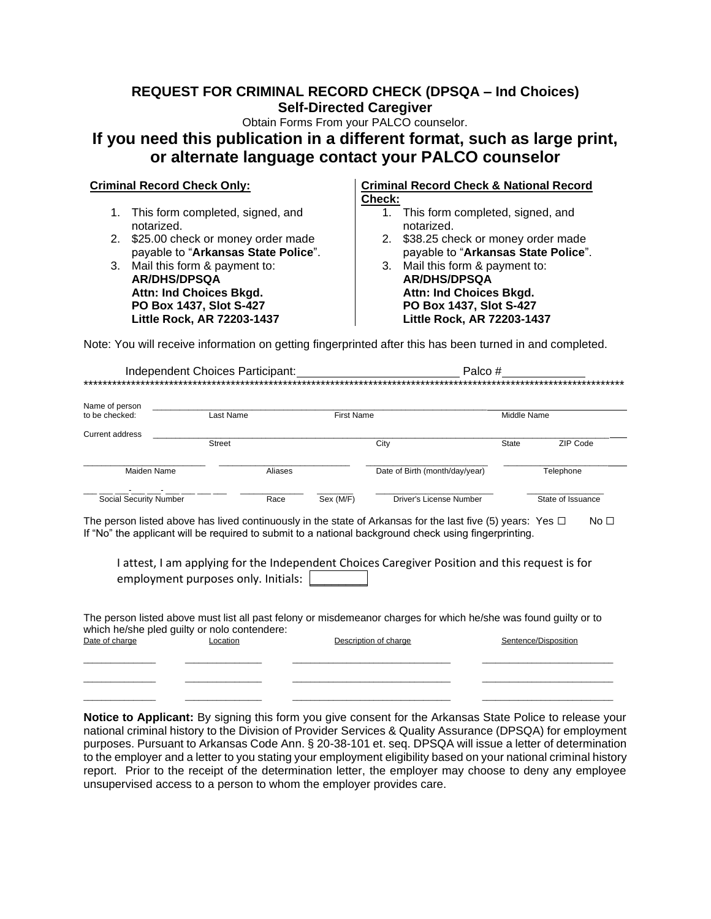# REQUEST FOR CRIMINAL RECORD CHECK (DPSQA – Ind Choices)
## Self-Directed Caregiver

Obtain Forms From your PALCO counselor.

## If you need this publication in a different format, such as large print, or alternate language contact your PALCO counselor

**Criminal Record Check Only:**

1. This form completed, signed, and notarized.
2. $25.00 check or money order made payable to "**Arkansas State Police**".
3. Mail this form & payment to:
   **AR/DHS/DPSQA**
   **Attn: Ind Choices Bkgd.**
   **PO Box 1437, Slot S-427**
   **Little Rock, AR 72203-1437**

**Criminal Record Check & National Record Check:**

1. This form completed, signed, and notarized.
2. $38.25 check or money order made payable to "**Arkansas State Police**".
3. Mail this form & payment to:
   **AR/DHS/DPSQA**
   **Attn: Ind Choices Bkgd.**
   **PO Box 1437, Slot S-427**
   **Little Rock, AR 72203-1437**

Note: You will receive information on getting fingerprinted after this has been turned in and completed.

Independent Choices Participant: ______________________ Palco # ____________

*******************************************************************************************************

Name of person to be checked: ______________________________________________
Last Name | First Name | Middle Name

Current address ______________________________________________
Street | City | State | ZIP Code

______________ ______________ ______________ ______________
Maiden Name | Aliases | Date of Birth (month/day/year) | Telephone

___ ___ ___-___ ___-___ ___ ___ ___ ______________ ______ ______________ ______________
Social Security Number | Race | Sex (M/F) | Driver's License Number | State of Issuance

The person listed above has lived continuously in the state of Arkansas for the last five (5) years: Yes ☐ No ☐
If "No" the applicant will be required to submit to a national background check using fingerprinting.

I attest, I am applying for the Independent Choices Caregiver Position and this request is for employment purposes only. Initials: ☐

The person listed above must list all past felony or misdemeanor charges for which he/she was found guilty or to which he/she pled guilty or nolo contendere:

| Date of charge | Location | Description of charge | Sentence/Disposition |
|---|---|---|---|
| | | | |
| | | | |
| | | | |

**Notice to Applicant:** By signing this form you give consent for the Arkansas State Police to release your national criminal history to the Division of Provider Services & Quality Assurance (DPSQA) for employment purposes. Pursuant to Arkansas Code Ann. § 20-38-101 et. seq. DPSQA will issue a letter of determination to the employer and a letter to you stating your employment eligibility based on your national criminal history report. Prior to the receipt of the determination letter, the employer may choose to deny any employee unsupervised access to a person to whom the employer provides care.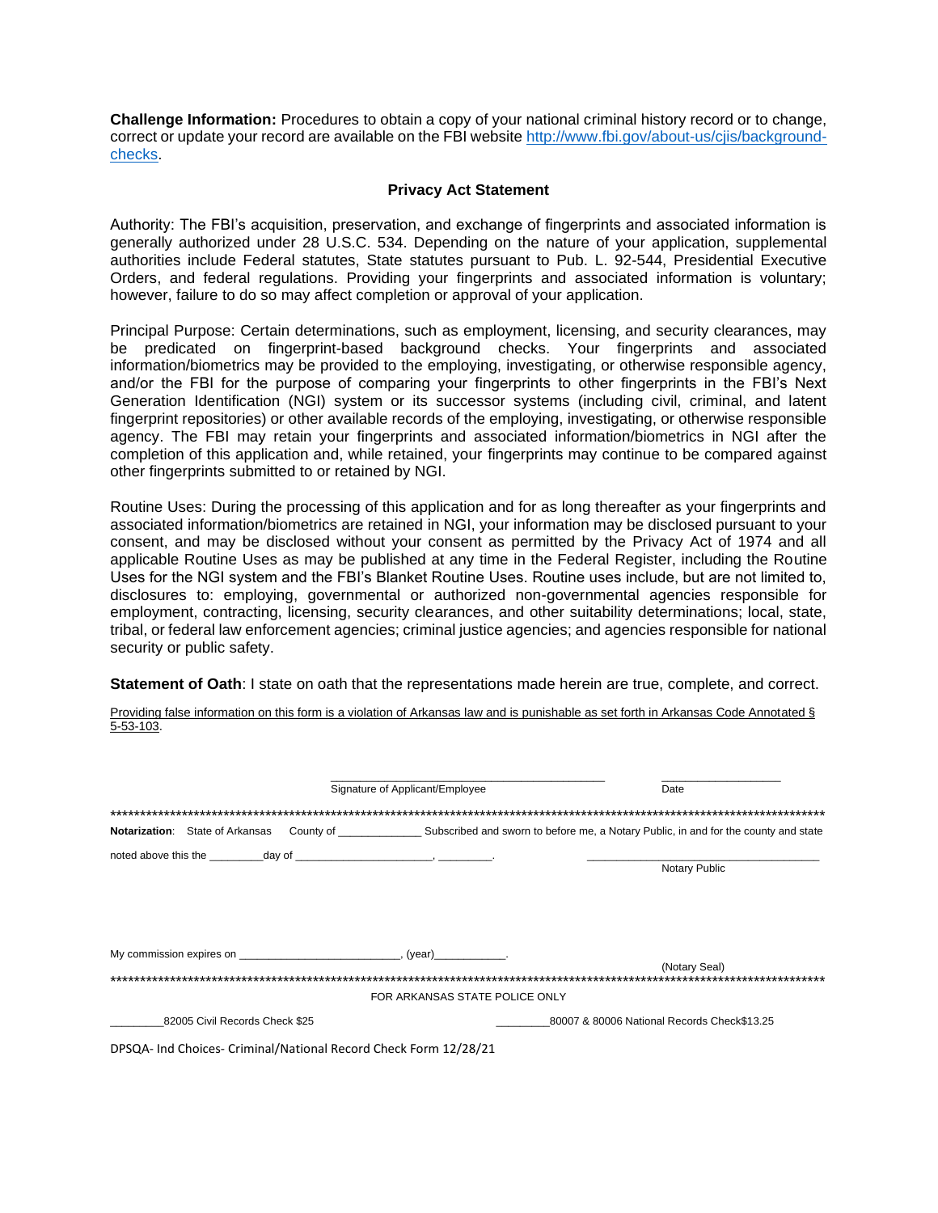**Challenge Information:** Procedures to obtain a copy of your national criminal history record or to change, correct or update your record are available on the FBI website [http://www.fbi.gov/about-us/cjis/background-checks](http://www.fbi.gov/about-us/cjis/background-checks).

### Privacy Act Statement

Authority: The FBI's acquisition, preservation, and exchange of fingerprints and associated information is generally authorized under 28 U.S.C. 534. Depending on the nature of your application, supplemental authorities include Federal statutes, State statutes pursuant to Pub. L. 92-544, Presidential Executive Orders, and federal regulations. Providing your fingerprints and associated information is voluntary; however, failure to do so may affect completion or approval of your application.

Principal Purpose: Certain determinations, such as employment, licensing, and security clearances, may be predicated on fingerprint-based background checks. Your fingerprints and associated information/biometrics may be provided to the employing, investigating, or otherwise responsible agency, and/or the FBI for the purpose of comparing your fingerprints to other fingerprints in the FBI's Next Generation Identification (NGI) system or its successor systems (including civil, criminal, and latent fingerprint repositories) or other available records of the employing, investigating, or otherwise responsible agency. The FBI may retain your fingerprints and associated information/biometrics in NGI after the completion of this application and, while retained, your fingerprints may continue to be compared against other fingerprints submitted to or retained by NGI.

Routine Uses: During the processing of this application and for as long thereafter as your fingerprints and associated information/biometrics are retained in NGI, your information may be disclosed pursuant to your consent, and may be disclosed without your consent as permitted by the Privacy Act of 1974 and all applicable Routine Uses as may be published at any time in the Federal Register, including the Routine Uses for the NGI system and the FBI's Blanket Routine Uses. Routine uses include, but are not limited to, disclosures to: employing, governmental or authorized non-governmental agencies responsible for employment, contracting, licensing, security clearances, and other suitability determinations; local, state, tribal, or federal law enforcement agencies; criminal justice agencies; and agencies responsible for national security or public safety.

**Statement of Oath**: I state on oath that the representations made herein are true, complete, and correct.

Providing false information on this form is a violation of Arkansas law and is punishable as set forth in Arkansas Code Annotated § 5-53-103.

\_\_\_\_\_\_\_\_\_\_\_\_\_\_\_\_\_\_\_\_\_\_\_\_\_\_\_\_\_\_\_\_\_\_\_\_\_\_\_\_ \_\_\_\_\_\_\_\_\_\_\_\_\_\_\_\_\_\_\_\_
Signature of Applicant/Employee Date

\*\*\*\*\*\*\*\*\*\*\*\*\*\*\*\*\*\*\*\*\*\*\*\*\*\*\*\*\*\*\*\*\*\*\*\*\*\*\*\*\*\*\*\*\*\*\*\*\*\*\*\*\*\*\*\*\*\*\*\*\*\*\*\*\*\*\*\*\*\*\*\*\*\*\*\*\*\*\*\*

**Notarization**: State of Arkansas County of \_\_\_\_\_\_\_\_\_\_\_\_\_\_ Subscribed and sworn to before me, a Notary Public, in and for the county and state noted above this the \_\_\_\_\_\_\_\_\_day of \_\_\_\_\_\_\_\_\_\_\_\_\_\_\_\_\_\_\_\_\_\_, \_\_\_\_\_\_\_\_\_.

\_\_\_\_\_\_\_\_\_\_\_\_\_\_\_\_\_\_\_\_\_\_\_\_\_\_\_\_\_\_\_\_\_\_\_\_\_\_
Notary Public

My commission expires on \_\_\_\_\_\_\_\_\_\_\_\_\_\_\_\_\_\_\_\_\_\_\_\_\_, (year)\_\_\_\_\_\_\_\_\_\_\_.

(Notary Seal)

\*\*\*\*\*\*\*\*\*\*\*\*\*\*\*\*\*\*\*\*\*\*\*\*\*\*\*\*\*\*\*\*\*\*\*\*\*\*\*\*\*\*\*\*\*\*\*\*\*\*\*\*\*\*\*\*\*\*\*\*\*\*\*\*\*\*\*\*\*\*\*\*\*\*\*\*\*\*\*\*

FOR ARKANSAS STATE POLICE ONLY

\_\_\_\_\_\_\_\_\_82005 Civil Records Check $25 \_\_\_\_\_\_\_\_\_80007 & 80006 National Records Check$13.25

DPSQA- Ind Choices- Criminal/National Record Check Form 12/28/21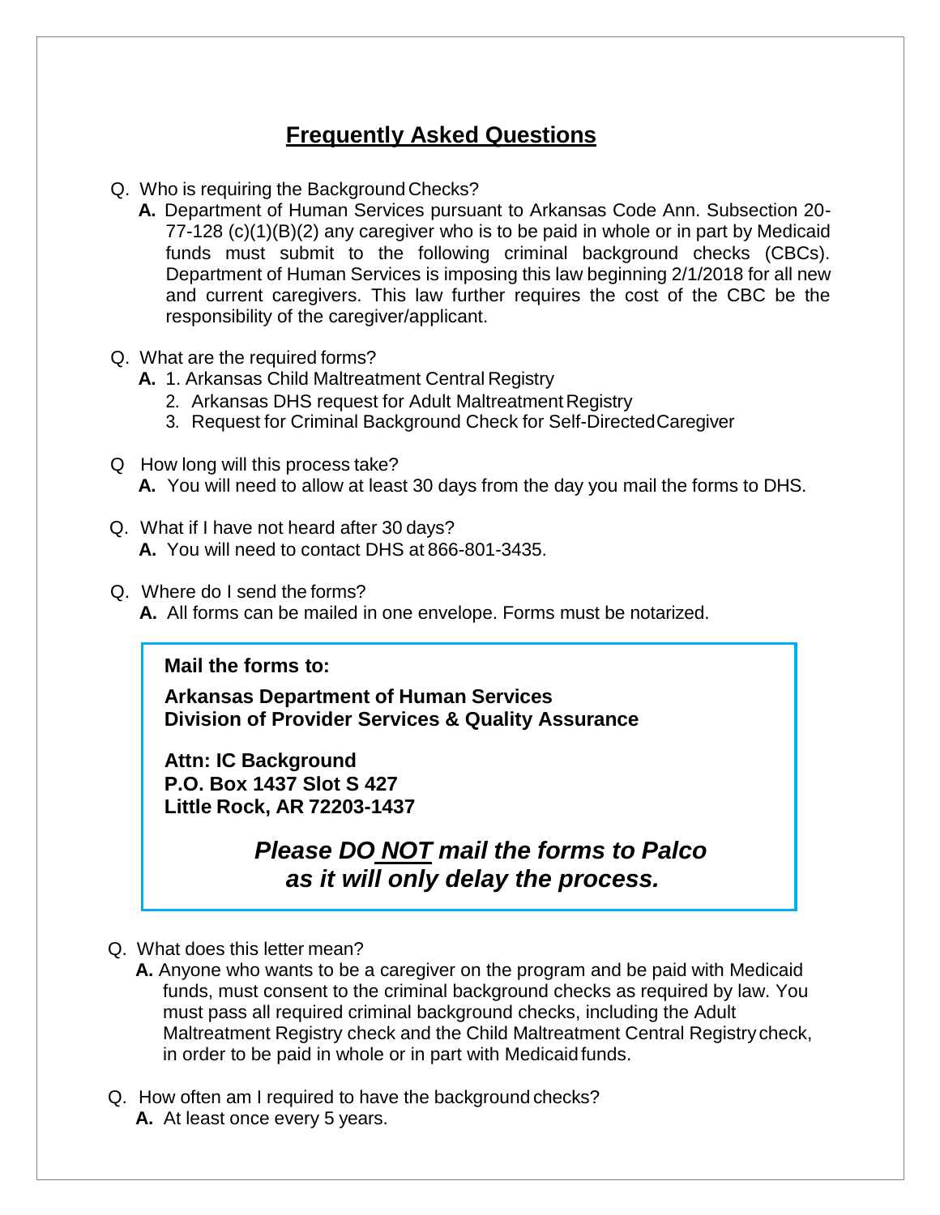# Frequently Asked Questions

Q. Who is requiring the Background Checks?

**A.** Department of Human Services pursuant to Arkansas Code Ann. Subsection 20-77-128 (c)(1)(B)(2) any caregiver who is to be paid in whole or in part by Medicaid funds must submit to the following criminal background checks (CBCs). Department of Human Services is imposing this law beginning 2/1/2018 for all new and current caregivers. This law further requires the cost of the CBC be the responsibility of the caregiver/applicant.

Q. What are the required forms?

**A.** 1. Arkansas Child Maltreatment Central Registry
2. Arkansas DHS request for Adult Maltreatment Registry
3. Request for Criminal Background Check for Self-Directed Caregiver

Q How long will this process take?

**A.** You will need to allow at least 30 days from the day you mail the forms to DHS.

Q. What if I have not heard after 30 days?

**A.** You will need to contact DHS at 866-801-3435.

Q. Where do I send the forms?

**A.** All forms can be mailed in one envelope. Forms must be notarized.

**Mail the forms to:**

**Arkansas Department of Human Services**
**Division of Provider Services & Quality Assurance**

**Attn: IC Background**
**P.O. Box 1437 Slot S 427**
**Little Rock, AR 72203-1437**

***Please DO NOT mail the forms to Palco as it will only delay the process.***

Q. What does this letter mean?

**A.** Anyone who wants to be a caregiver on the program and be paid with Medicaid funds, must consent to the criminal background checks as required by law. You must pass all required criminal background checks, including the Adult Maltreatment Registry check and the Child Maltreatment Central Registry check, in order to be paid in whole or in part with Medicaid funds.

Q. How often am I required to have the background checks?

**A.** At least once every 5 years.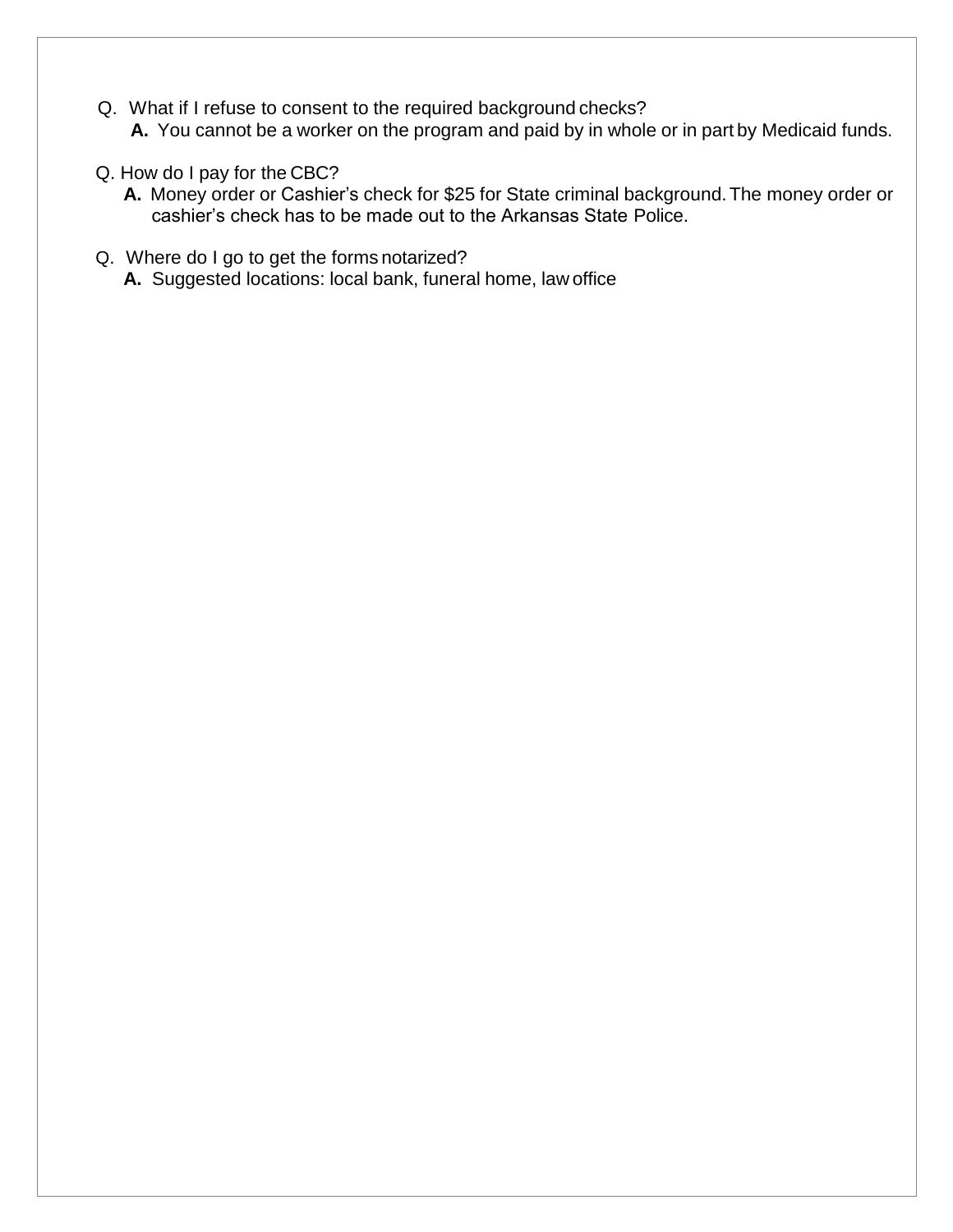Q. What if I refuse to consent to the required background checks?

**A.** You cannot be a worker on the program and paid by in whole or in part by Medicaid funds.

Q. How do I pay for the CBC?

**A.** Money order or Cashier's check for $25 for State criminal background. The money order or cashier's check has to be made out to the Arkansas State Police.

Q. Where do I go to get the forms notarized?

**A.** Suggested locations: local bank, funeral home, law office